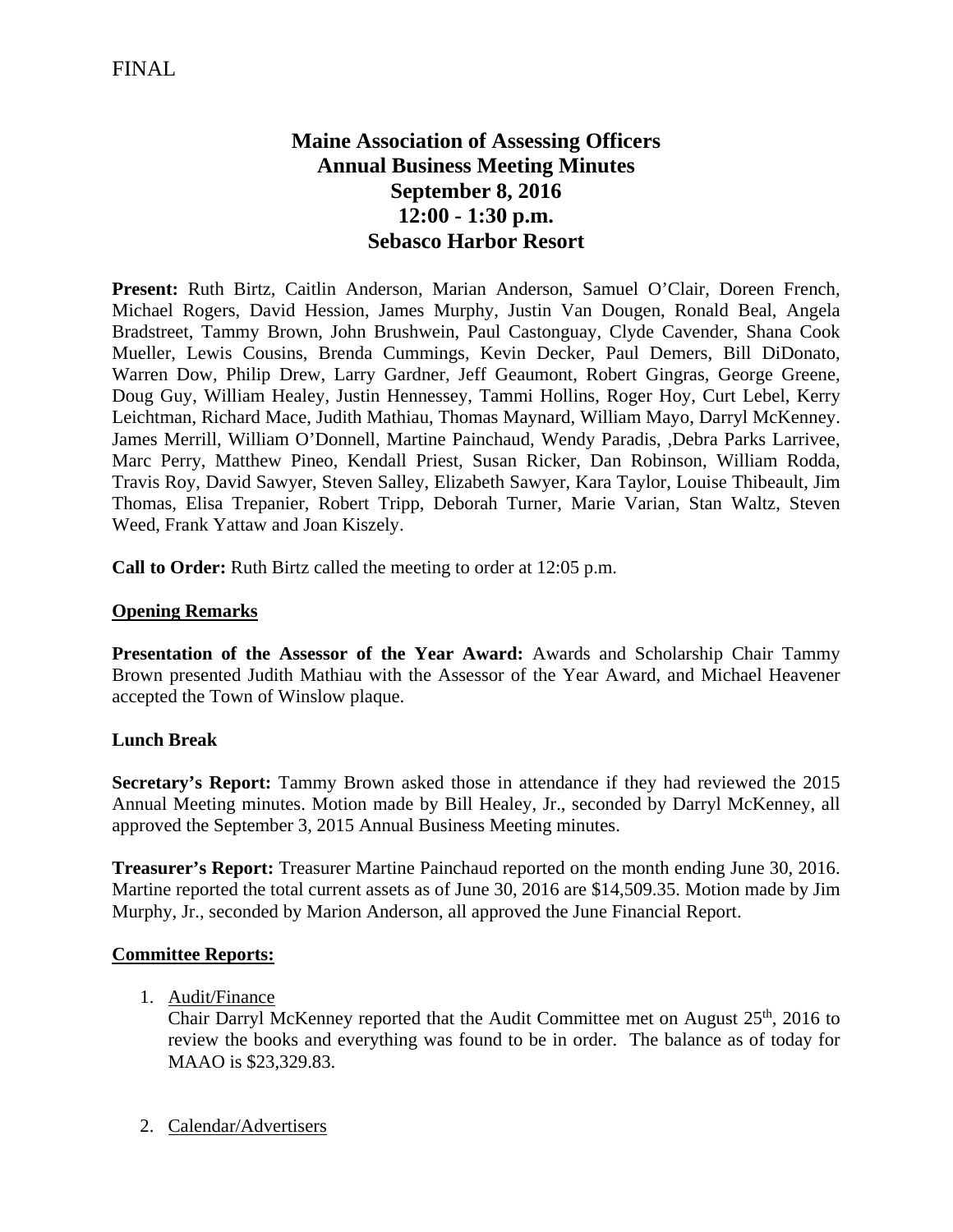FINAL

# Maine Association of Assessing Officers
## Annual Business Meeting Minutes
## September 8, 2016
## 12:00 - 1:30 p.m.
## Sebasco Harbor Resort

**Present:** Ruth Birtz, Caitlin Anderson, Marian Anderson, Samuel O'Clair, Doreen French, Michael Rogers, David Hession, James Murphy, Justin Van Dougen, Ronald Beal, Angela Bradstreet, Tammy Brown, John Brushwein, Paul Castonguay, Clyde Cavender, Shana Cook Mueller, Lewis Cousins, Brenda Cummings, Kevin Decker, Paul Demers, Bill DiDonato, Warren Dow, Philip Drew, Larry Gardner, Jeff Geaumont, Robert Gingras, George Greene, Doug Guy, William Healey, Justin Hennessey, Tammi Hollins, Roger Hoy, Curt Lebel, Kerry Leichtman, Richard Mace, Judith Mathiau, Thomas Maynard, William Mayo, Darryl McKenney. James Merrill, William O'Donnell, Martine Painchaud, Wendy Paradis, ,Debra Parks Larrivee, Marc Perry, Matthew Pineo, Kendall Priest, Susan Ricker, Dan Robinson, William Rodda, Travis Roy, David Sawyer, Steven Salley, Elizabeth Sawyer, Kara Taylor, Louise Thibeault, Jim Thomas, Elisa Trepanier, Robert Tripp, Deborah Turner, Marie Varian, Stan Waltz, Steven Weed, Frank Yattaw and Joan Kiszely.

**Call to Order:** Ruth Birtz called the meeting to order at 12:05 p.m.

**Opening Remarks**

**Presentation of the Assessor of the Year Award:** Awards and Scholarship Chair Tammy Brown presented Judith Mathiau with the Assessor of the Year Award, and Michael Heavener accepted the Town of Winslow plaque.

**Lunch Break**

**Secretary's Report:** Tammy Brown asked those in attendance if they had reviewed the 2015 Annual Meeting minutes. Motion made by Bill Healey, Jr., seconded by Darryl McKenney, all approved the September 3, 2015 Annual Business Meeting minutes.

**Treasurer's Report:** Treasurer Martine Painchaud reported on the month ending June 30, 2016. Martine reported the total current assets as of June 30, 2016 are $14,509.35. Motion made by Jim Murphy, Jr., seconded by Marion Anderson, all approved the June Financial Report.

**Committee Reports:**

1. Audit/Finance
   Chair Darryl McKenney reported that the Audit Committee met on August 25th, 2016 to review the books and everything was found to be in order. The balance as of today for MAAO is $23,329.83.

2. Calendar/Advertisers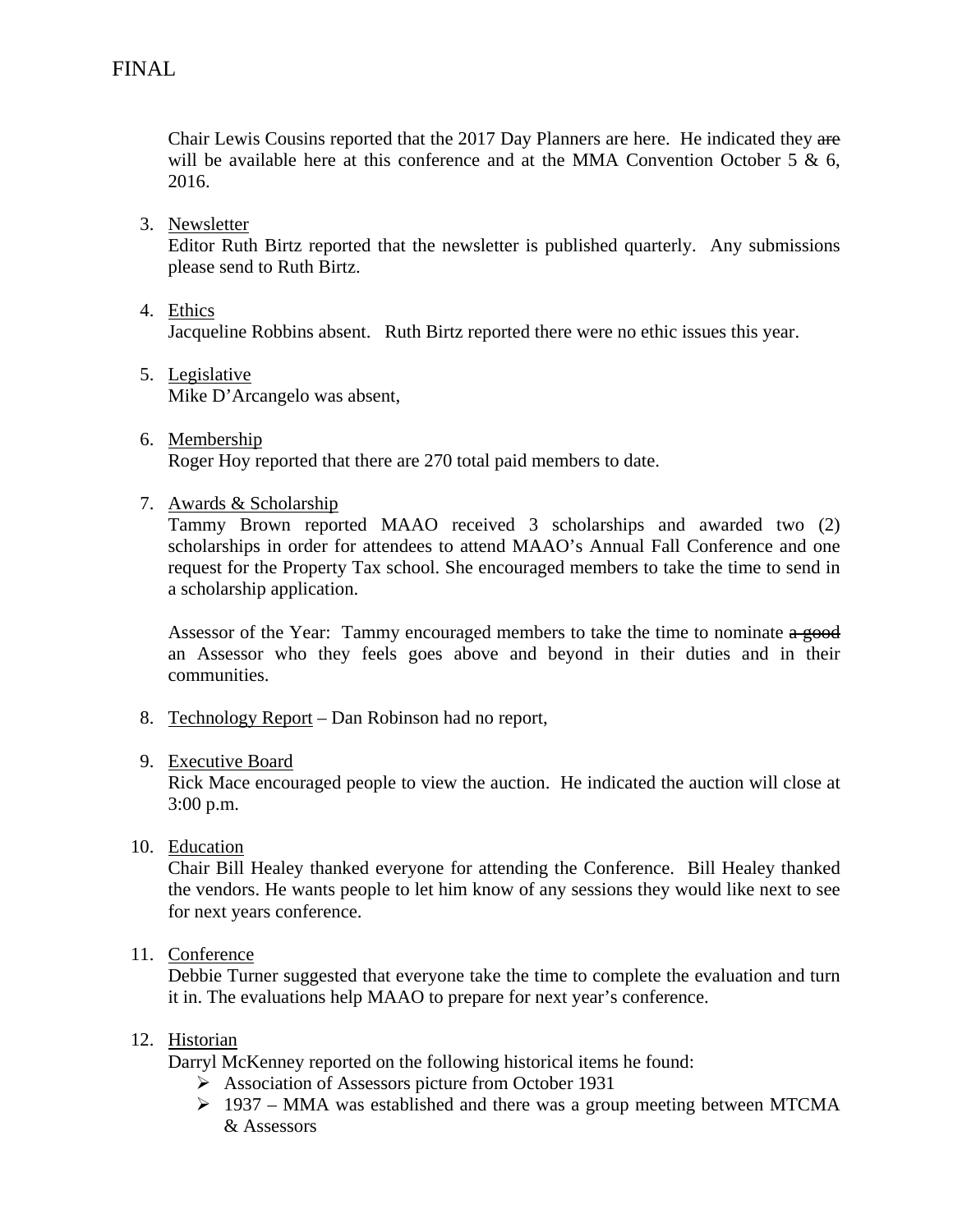FINAL

Chair Lewis Cousins reported that the 2017 Day Planners are here. He indicated they ~~are~~ will be available here at this conference and at the MMA Convention October 5 & 6, 2016.

3. <u>Newsletter</u>
   Editor Ruth Birtz reported that the newsletter is published quarterly. Any submissions please send to Ruth Birtz.

4. <u>Ethics</u>
   Jacqueline Robbins absent. Ruth Birtz reported there were no ethic issues this year.

5. <u>Legislative</u>
   Mike D'Arcangelo was absent,

6. <u>Membership</u>
   Roger Hoy reported that there are 270 total paid members to date.

7. <u>Awards & Scholarship</u>
   Tammy Brown reported MAAO received 3 scholarships and awarded two (2) scholarships in order for attendees to attend MAAO's Annual Fall Conference and one request for the Property Tax school. She encouraged members to take the time to send in a scholarship application.

   Assessor of the Year: Tammy encouraged members to take the time to nominate ~~a good~~ an Assessor who they feels goes above and beyond in their duties and in their communities.

8. <u>Technology Report</u> – Dan Robinson had no report,

9. <u>Executive Board</u>
   Rick Mace encouraged people to view the auction. He indicated the auction will close at 3:00 p.m.

10. <u>Education</u>
    Chair Bill Healey thanked everyone for attending the Conference. Bill Healey thanked the vendors. He wants people to let him know of any sessions they would like next to see for next years conference.

11. <u>Conference</u>
    Debbie Turner suggested that everyone take the time to complete the evaluation and turn it in. The evaluations help MAAO to prepare for next year's conference.

12. <u>Historian</u>
    Darryl McKenney reported on the following historical items he found:
    - Association of Assessors picture from October 1931
    - 1937 – MMA was established and there was a group meeting between MTCMA & Assessors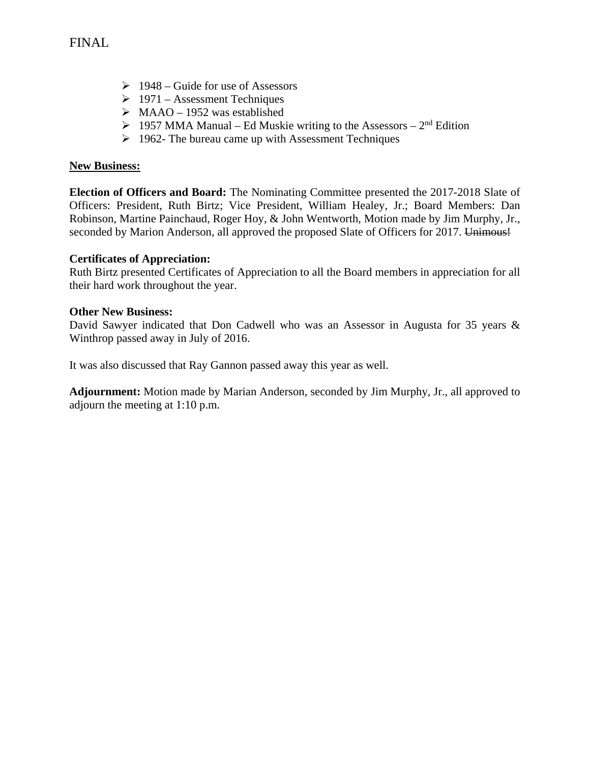FINAL

- 1948 – Guide for use of Assessors
- 1971 – Assessment Techniques
- MAAO – 1952 was established
- 1957 MMA Manual – Ed Muskie writing to the Assessors – 2nd Edition
- 1962- The bureau came up with Assessment Techniques

**New Business:**

**Election of Officers and Board:** The Nominating Committee presented the 2017-2018 Slate of Officers: President, Ruth Birtz; Vice President, William Healey, Jr.; Board Members: Dan Robinson, Martine Painchaud, Roger Hoy, & John Wentworth, Motion made by Jim Murphy, Jr., seconded by Marion Anderson, all approved the proposed Slate of Officers for 2017. ~~Unimous!~~

**Certificates of Appreciation:**
Ruth Birtz presented Certificates of Appreciation to all the Board members in appreciation for all their hard work throughout the year.

**Other New Business:**
David Sawyer indicated that Don Cadwell who was an Assessor in Augusta for 35 years & Winthrop passed away in July of 2016.

It was also discussed that Ray Gannon passed away this year as well.

**Adjournment:** Motion made by Marian Anderson, seconded by Jim Murphy, Jr., all approved to adjourn the meeting at 1:10 p.m.